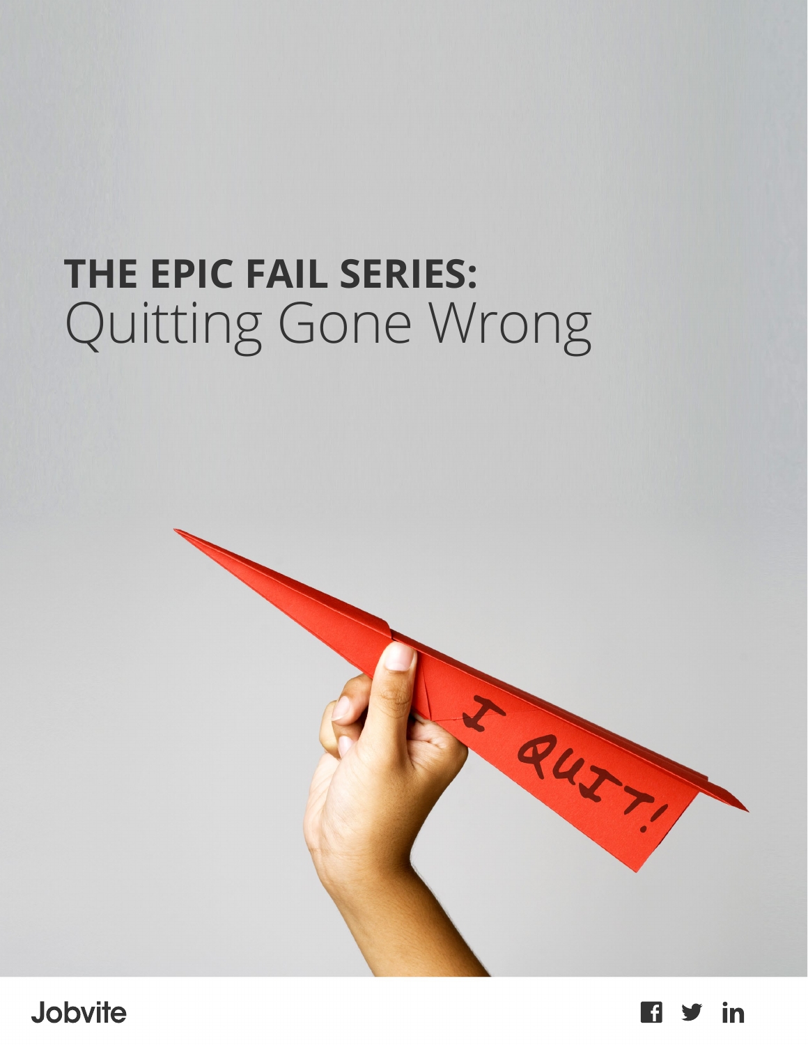# THE EPIC FAIL SERIES:
## Quitting Gone Wrong

Jobvite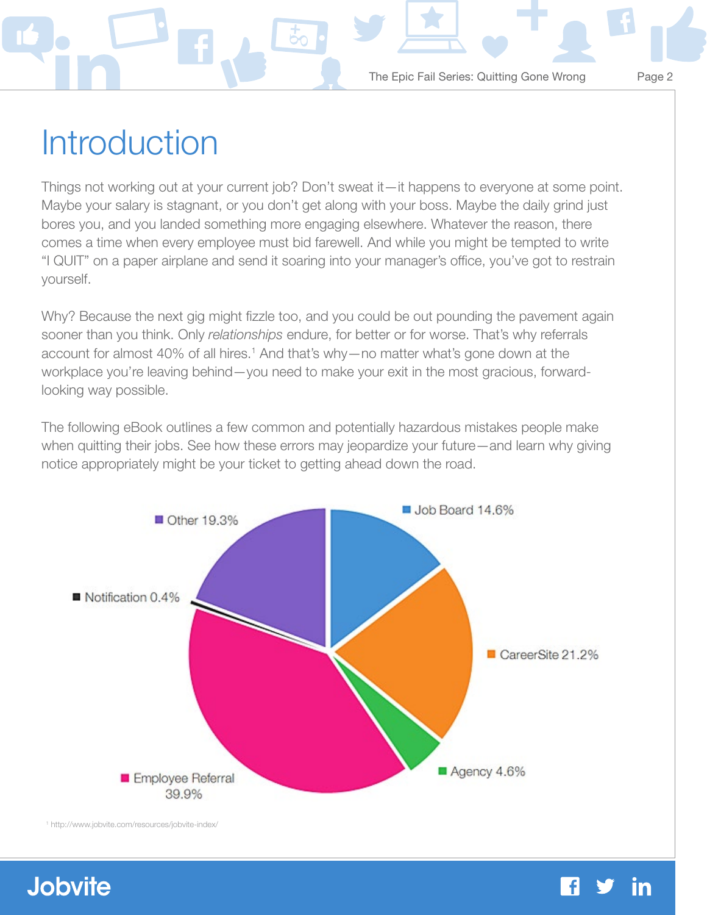# Introduction

Things not working out at your current job? Don't sweat it—it happens to everyone at some point. Maybe your salary is stagnant, or you don't get along with your boss. Maybe the daily grind just bores you, and you landed something more engaging elsewhere. Whatever the reason, there comes a time when every employee must bid farewell. And while you might be tempted to write "I QUIT" on a paper airplane and send it soaring into your manager's office, you've got to restrain yourself.

Why? Because the next gig might fizzle too, and you could be out pounding the pavement again sooner than you think. Only *relationships* endure, for better or for worse. That's why referrals account for almost 40% of all hires.[1] And that's why—no matter what's gone down at the workplace you're leaving behind—you need to make your exit in the most gracious, forward-looking way possible.

The following eBook outlines a few common and potentially hazardous mistakes people make when quitting their jobs. See how these errors may jeopardize your future—and learn why giving notice appropriately might be your ticket to getting ahead down the road.

| Source | Share |
|---|---|
| Job Board | 14.6% |
| CareerSite | 21.2% |
| Agency | 4.6% |
| Employee Referral | 39.9% |
| Notification | 0.4% |
| Other | 19.3% |

[1] http://www.jobvite.com/resources/jobvite-index/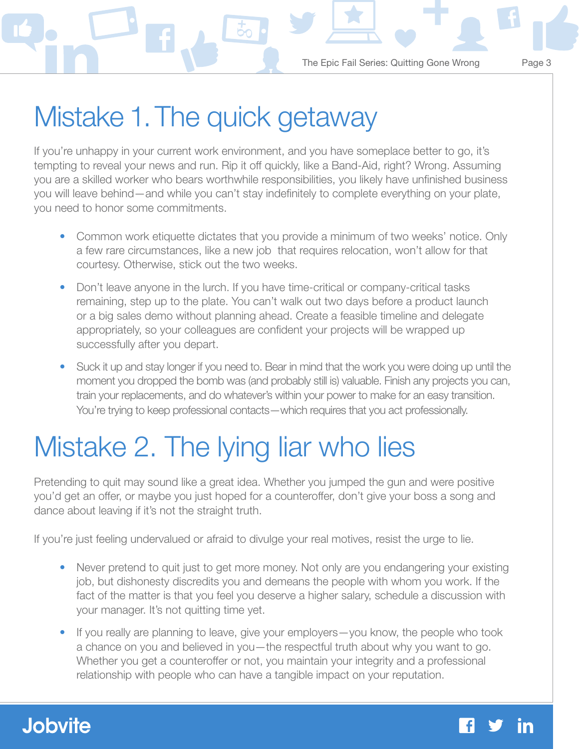# Mistake 1. The quick getaway

If you're unhappy in your current work environment, and you have someplace better to go, it's tempting to reveal your news and run. Rip it off quickly, like a Band-Aid, right? Wrong. Assuming you are a skilled worker who bears worthwhile responsibilities, you likely have unfinished business you will leave behind—and while you can't stay indefinitely to complete everything on your plate, you need to honor some commitments.

- Common work etiquette dictates that you provide a minimum of two weeks' notice. Only a few rare circumstances, like a new job that requires relocation, won't allow for that courtesy. Otherwise, stick out the two weeks.
- Don't leave anyone in the lurch. If you have time-critical or company-critical tasks remaining, step up to the plate. You can't walk out two days before a product launch or a big sales demo without planning ahead. Create a feasible timeline and delegate appropriately, so your colleagues are confident your projects will be wrapped up successfully after you depart.
- Suck it up and stay longer if you need to. Bear in mind that the work you were doing up until the moment you dropped the bomb was (and probably still is) valuable. Finish any projects you can, train your replacements, and do whatever's within your power to make for an easy transition. You're trying to keep professional contacts—which requires that you act professionally.

# Mistake 2. The lying liar who lies

Pretending to quit may sound like a great idea. Whether you jumped the gun and were positive you'd get an offer, or maybe you just hoped for a counteroffer, don't give your boss a song and dance about leaving if it's not the straight truth.

If you're just feeling undervalued or afraid to divulge your real motives, resist the urge to lie.

- Never pretend to quit just to get more money. Not only are you endangering your existing job, but dishonesty discredits you and demeans the people with whom you work. If the fact of the matter is that you feel you deserve a higher salary, schedule a discussion with your manager. It's not quitting time yet.
- If you really are planning to leave, give your employers—you know, the people who took a chance on you and believed in you—the respectful truth about why you want to go. Whether you get a counteroffer or not, you maintain your integrity and a professional relationship with people who can have a tangible impact on your reputation.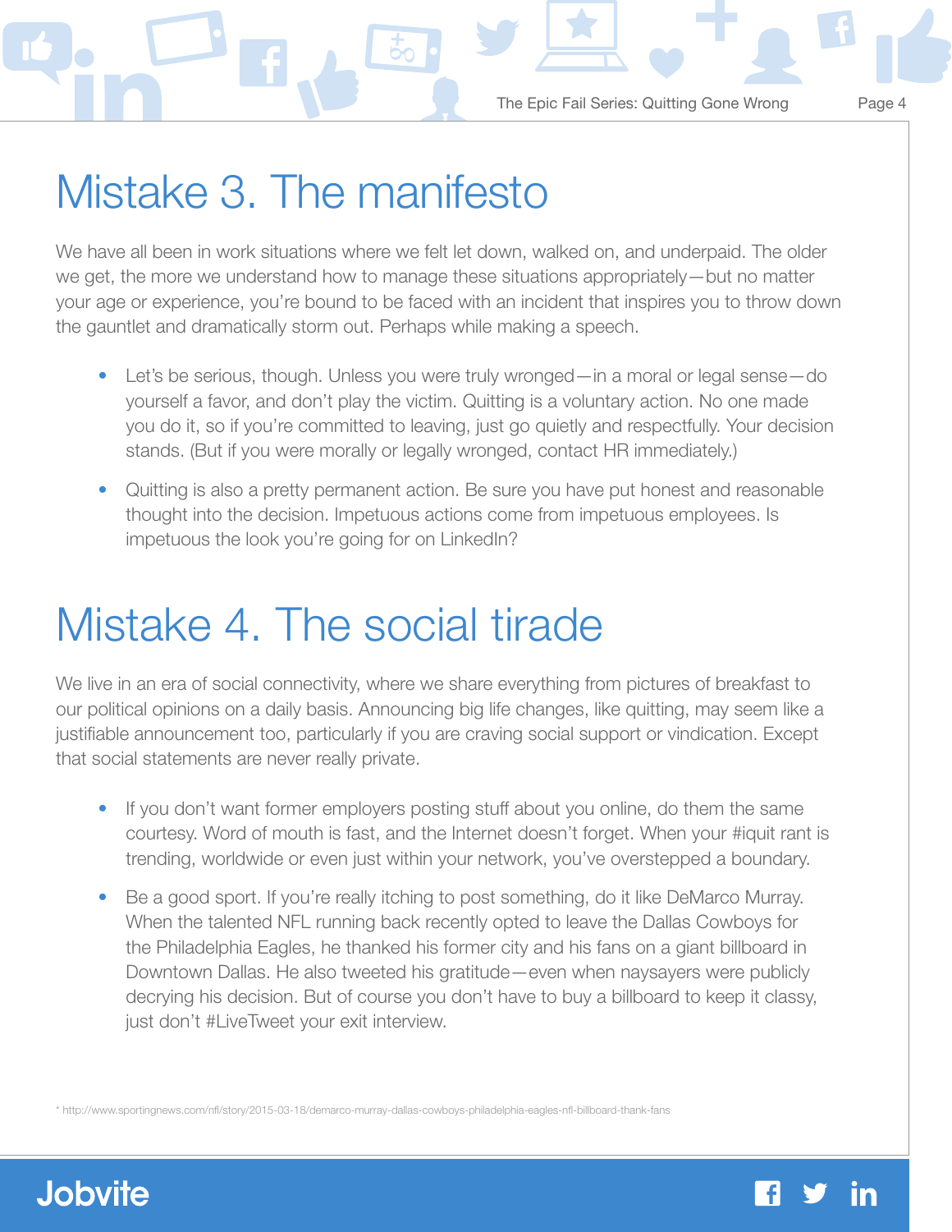# Mistake 3. The manifesto

We have all been in work situations where we felt let down, walked on, and underpaid. The older we get, the more we understand how to manage these situations appropriately—but no matter your age or experience, you're bound to be faced with an incident that inspires you to throw down the gauntlet and dramatically storm out. Perhaps while making a speech.

- Let's be serious, though. Unless you were truly wronged—in a moral or legal sense—do yourself a favor, and don't play the victim. Quitting is a voluntary action. No one made you do it, so if you're committed to leaving, just go quietly and respectfully. Your decision stands. (But if you were morally or legally wronged, contact HR immediately.)
- Quitting is also a pretty permanent action. Be sure you have put honest and reasonable thought into the decision. Impetuous actions come from impetuous employees. Is impetuous the look you're going for on LinkedIn?

# Mistake 4. The social tirade

We live in an era of social connectivity, where we share everything from pictures of breakfast to our political opinions on a daily basis. Announcing big life changes, like quitting, may seem like a justifiable announcement too, particularly if you are craving social support or vindication. Except that social statements are never really private.

- If you don't want former employers posting stuff about you online, do them the same courtesy. Word of mouth is fast, and the Internet doesn't forget. When your #iquit rant is trending, worldwide or even just within your network, you've overstepped a boundary.
- Be a good sport. If you're really itching to post something, do it like DeMarco Murray. When the talented NFL running back recently opted to leave the Dallas Cowboys for the Philadelphia Eagles, he thanked his former city and his fans on a giant billboard in Downtown Dallas. He also tweeted his gratitude—even when naysayers were publicly decrying his decision. But of course you don't have to buy a billboard to keep it classy, just don't #LiveTweet your exit interview.

* http://www.sportingnews.com/nfl/story/2015-03-18/demarco-murray-dallas-cowboys-philadelphia-eagles-nfl-billboard-thank-fans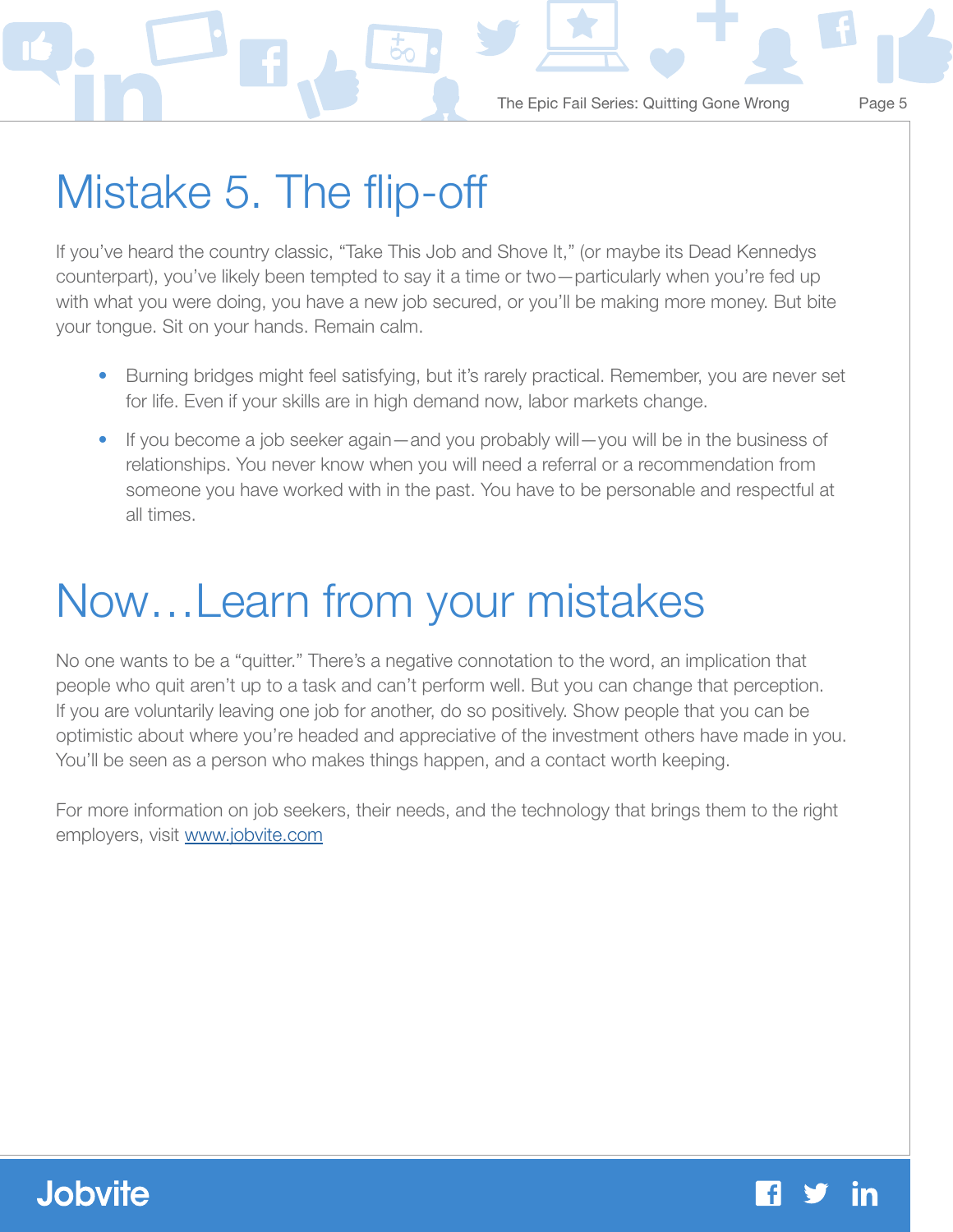# Mistake 5. The flip-off

If you've heard the country classic, "Take This Job and Shove It," (or maybe its Dead Kennedys counterpart), you've likely been tempted to say it a time or two—particularly when you're fed up with what you were doing, you have a new job secured, or you'll be making more money. But bite your tongue. Sit on your hands. Remain calm.

- Burning bridges might feel satisfying, but it's rarely practical. Remember, you are never set for life. Even if your skills are in high demand now, labor markets change.
- If you become a job seeker again—and you probably will—you will be in the business of relationships. You never know when you will need a referral or a recommendation from someone you have worked with in the past. You have to be personable and respectful at all times.

# Now…Learn from your mistakes

No one wants to be a "quitter." There's a negative connotation to the word, an implication that people who quit aren't up to a task and can't perform well. But you can change that perception. If you are voluntarily leaving one job for another, do so positively. Show people that you can be optimistic about where you're headed and appreciative of the investment others have made in you. You'll be seen as a person who makes things happen, and a contact worth keeping.

For more information on job seekers, their needs, and the technology that brings them to the right employers, visit [www.jobvite.com](http://www.jobvite.com)

Jobvite